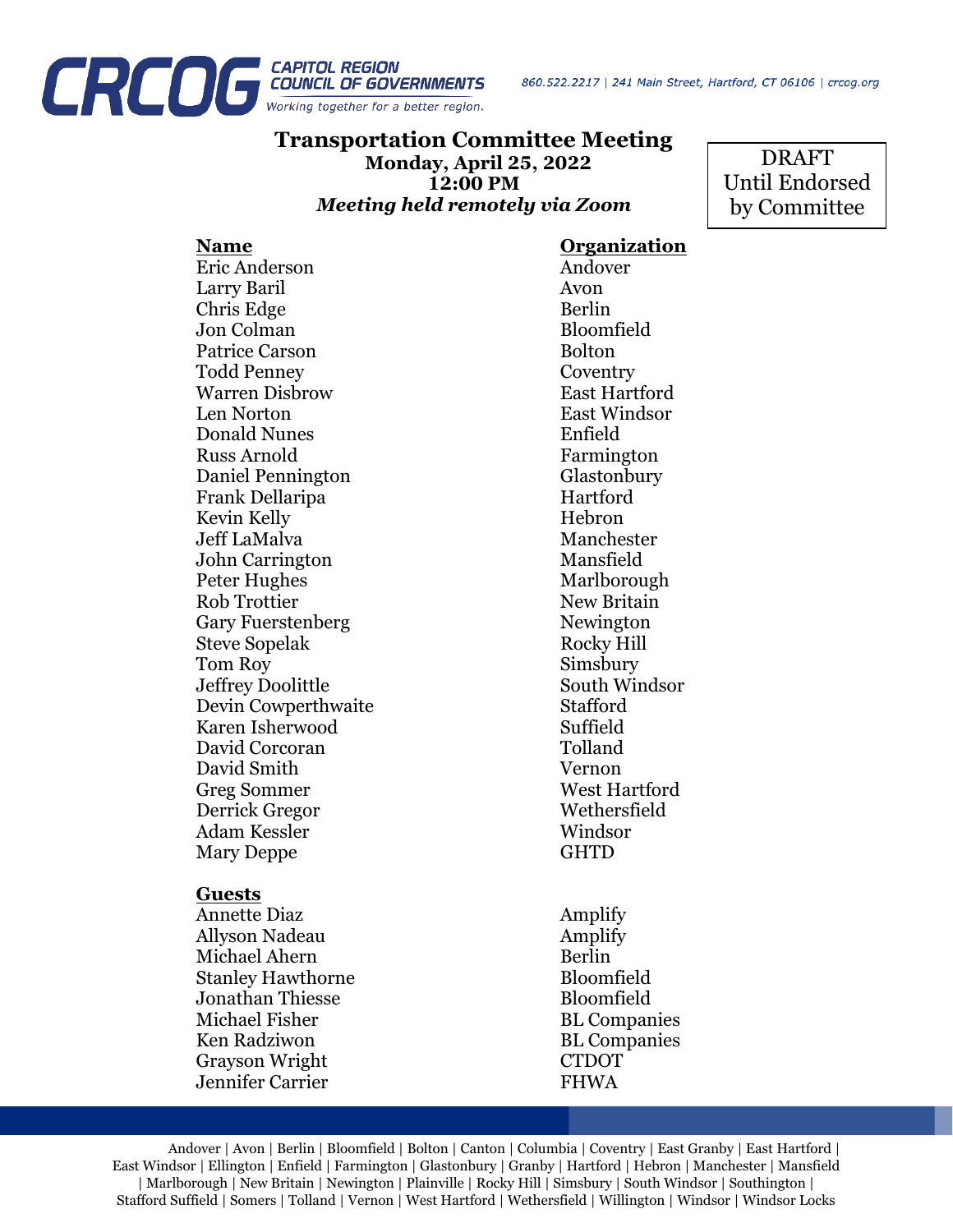CRCOG CAPITOL REGION COUNCIL OF GOVERNMENTS
*Working together for a better region.*

860.522.2217 | 241 Main Street, Hartford, CT 06106 | crcog.org

# Transportation Committee Meeting

**Monday, April 25, 2022**
**12:00 PM**
***Meeting held remotely via Zoom***

DRAFT Until Endorsed by Committee

| Name | Organization |
|---|---|
| Eric Anderson | Andover |
| Larry Baril | Avon |
| Chris Edge | Berlin |
| Jon Colman | Bloomfield |
| Patrice Carson | Bolton |
| Todd Penney | Coventry |
| Warren Disbrow | East Hartford |
| Len Norton | East Windsor |
| Donald Nunes | Enfield |
| Russ Arnold | Farmington |
| Daniel Pennington | Glastonbury |
| Frank Dellaripa | Hartford |
| Kevin Kelly | Hebron |
| Jeff LaMalva | Manchester |
| John Carrington | Mansfield |
| Peter Hughes | Marlborough |
| Rob Trottier | New Britain |
| Gary Fuerstenberg | Newington |
| Steve Sopelak | Rocky Hill |
| Tom Roy | Simsbury |
| Jeffrey Doolittle | South Windsor |
| Devin Cowperthwaite | Stafford |
| Karen Isherwood | Suffield |
| David Corcoran | Tolland |
| David Smith | Vernon |
| Greg Sommer | West Hartford |
| Derrick Gregor | Wethersfield |
| Adam Kessler | Windsor |
| Mary Deppe | GHTD |

| Guests | |
|---|---|
| Annette Diaz | Amplify |
| Allyson Nadeau | Amplify |
| Michael Ahern | Berlin |
| Stanley Hawthorne | Bloomfield |
| Jonathan Thiesse | Bloomfield |
| Michael Fisher | BL Companies |
| Ken Radziwon | BL Companies |
| Grayson Wright | CTDOT |
| Jennifer Carrier | FHWA |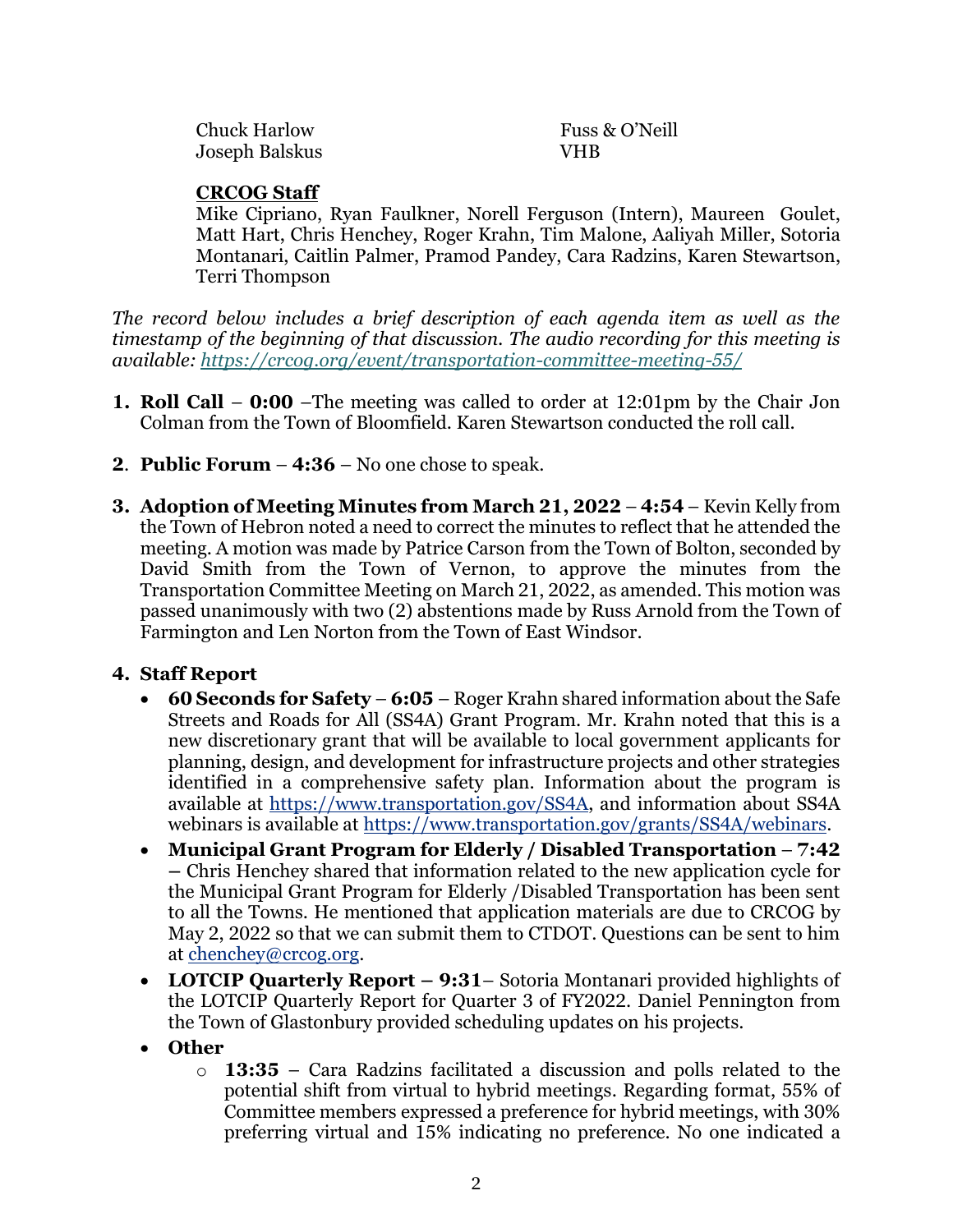| | |
|---|---|
| Chuck Harlow | Fuss & O'Neill |
| Joseph Balskus | VHB |

**CRCOG Staff**

Mike Cipriano, Ryan Faulkner, Norell Ferguson (Intern), Maureen Goulet, Matt Hart, Chris Henchey, Roger Krahn, Tim Malone, Aaliyah Miller, Sotoria Montanari, Caitlin Palmer, Pramod Pandey, Cara Radzins, Karen Stewartson, Terri Thompson

*The record below includes a brief description of each agenda item as well as the timestamp of the beginning of that discussion. The audio recording for this meeting is available: https://crcog.org/event/transportation-committee-meeting-55/*

1. **Roll Call** – **0:00** –The meeting was called to order at 12:01pm by the Chair Jon Colman from the Town of Bloomfield. Karen Stewartson conducted the roll call.

2. **Public Forum** – **4:36** – No one chose to speak.

3. **Adoption of Meeting Minutes from March 21, 2022** – **4:54** – Kevin Kelly from the Town of Hebron noted a need to correct the minutes to reflect that he attended the meeting. A motion was made by Patrice Carson from the Town of Bolton, seconded by David Smith from the Town of Vernon, to approve the minutes from the Transportation Committee Meeting on March 21, 2022, as amended. This motion was passed unanimously with two (2) abstentions made by Russ Arnold from the Town of Farmington and Len Norton from the Town of East Windsor.

4. **Staff Report**
   - **60 Seconds for Safety** – **6:05** – Roger Krahn shared information about the Safe Streets and Roads for All (SS4A) Grant Program. Mr. Krahn noted that this is a new discretionary grant that will be available to local government applicants for planning, design, and development for infrastructure projects and other strategies identified in a comprehensive safety plan. Information about the program is available at https://www.transportation.gov/SS4A, and information about SS4A webinars is available at https://www.transportation.gov/grants/SS4A/webinars.
   - **Municipal Grant Program for Elderly / Disabled Transportation** – **7:42** – Chris Henchey shared that information related to the new application cycle for the Municipal Grant Program for Elderly /Disabled Transportation has been sent to all the Towns. He mentioned that application materials are due to CRCOG by May 2, 2022 so that we can submit them to CTDOT. Questions can be sent to him at chenchey@crcog.org.
   - **LOTCIP Quarterly Report – 9:31**– Sotoria Montanari provided highlights of the LOTCIP Quarterly Report for Quarter 3 of FY2022. Daniel Pennington from the Town of Glastonbury provided scheduling updates on his projects.
   - **Other**
     - **13:35** – Cara Radzins facilitated a discussion and polls related to the potential shift from virtual to hybrid meetings. Regarding format, 55% of Committee members expressed a preference for hybrid meetings, with 30% preferring virtual and 15% indicating no preference. No one indicated a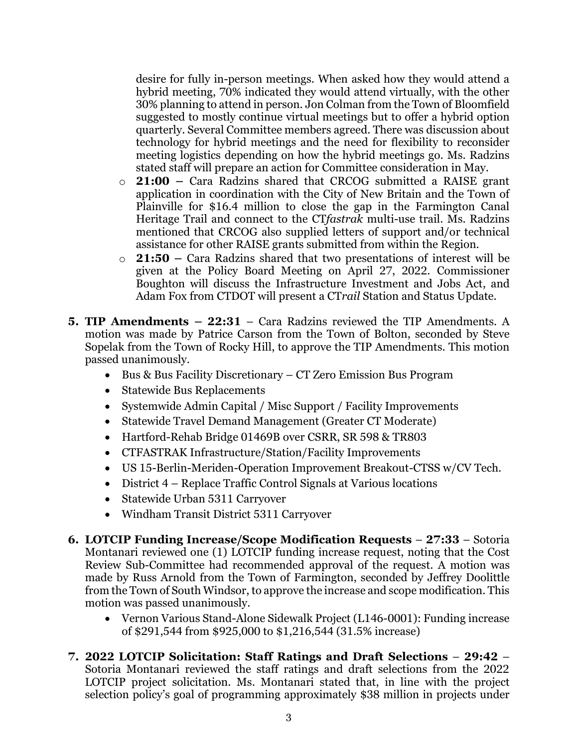desire for fully in-person meetings. When asked how they would attend a hybrid meeting, 70% indicated they would attend virtually, with the other 30% planning to attend in person. Jon Colman from the Town of Bloomfield suggested to mostly continue virtual meetings but to offer a hybrid option quarterly. Several Committee members agreed. There was discussion about technology for hybrid meetings and the need for flexibility to reconsider meeting logistics depending on how the hybrid meetings go. Ms. Radzins stated staff will prepare an action for Committee consideration in May.

   - **21:00 –** Cara Radzins shared that CRCOG submitted a RAISE grant application in coordination with the City of New Britain and the Town of Plainville for $16.4 million to close the gap in the Farmington Canal Heritage Trail and connect to the CT*fastrak* multi-use trail. Ms. Radzins mentioned that CRCOG also supplied letters of support and/or technical assistance for other RAISE grants submitted from within the Region.
   - **21:50 –** Cara Radzins shared that two presentations of interest will be given at the Policy Board Meeting on April 27, 2022. Commissioner Boughton will discuss the Infrastructure Investment and Jobs Act, and Adam Fox from CTDOT will present a CT*rail* Station and Status Update.

5. **TIP Amendments – 22:31** – Cara Radzins reviewed the TIP Amendments. A motion was made by Patrice Carson from the Town of Bolton, seconded by Steve Sopelak from the Town of Rocky Hill, to approve the TIP Amendments. This motion passed unanimously.
   - Bus & Bus Facility Discretionary – CT Zero Emission Bus Program
   - Statewide Bus Replacements
   - Systemwide Admin Capital / Misc Support / Facility Improvements
   - Statewide Travel Demand Management (Greater CT Moderate)
   - Hartford-Rehab Bridge 01469B over CSRR, SR 598 & TR803
   - CTFASTRAK Infrastructure/Station/Facility Improvements
   - US 15-Berlin-Meriden-Operation Improvement Breakout-CTSS w/CV Tech.
   - District 4 – Replace Traffic Control Signals at Various locations
   - Statewide Urban 5311 Carryover
   - Windham Transit District 5311 Carryover

6. **LOTCIP Funding Increase/Scope Modification Requests** – **27:33** – Sotoria Montanari reviewed one (1) LOTCIP funding increase request, noting that the Cost Review Sub-Committee had recommended approval of the request. A motion was made by Russ Arnold from the Town of Farmington, seconded by Jeffrey Doolittle from the Town of South Windsor, to approve the increase and scope modification. This motion was passed unanimously.
   - Vernon Various Stand-Alone Sidewalk Project (L146-0001): Funding increase of $291,544 from $925,000 to $1,216,544 (31.5% increase)

7. **2022 LOTCIP Solicitation: Staff Ratings and Draft Selections** – **29:42** – Sotoria Montanari reviewed the staff ratings and draft selections from the 2022 LOTCIP project solicitation. Ms. Montanari stated that, in line with the project selection policy's goal of programming approximately $38 million in projects under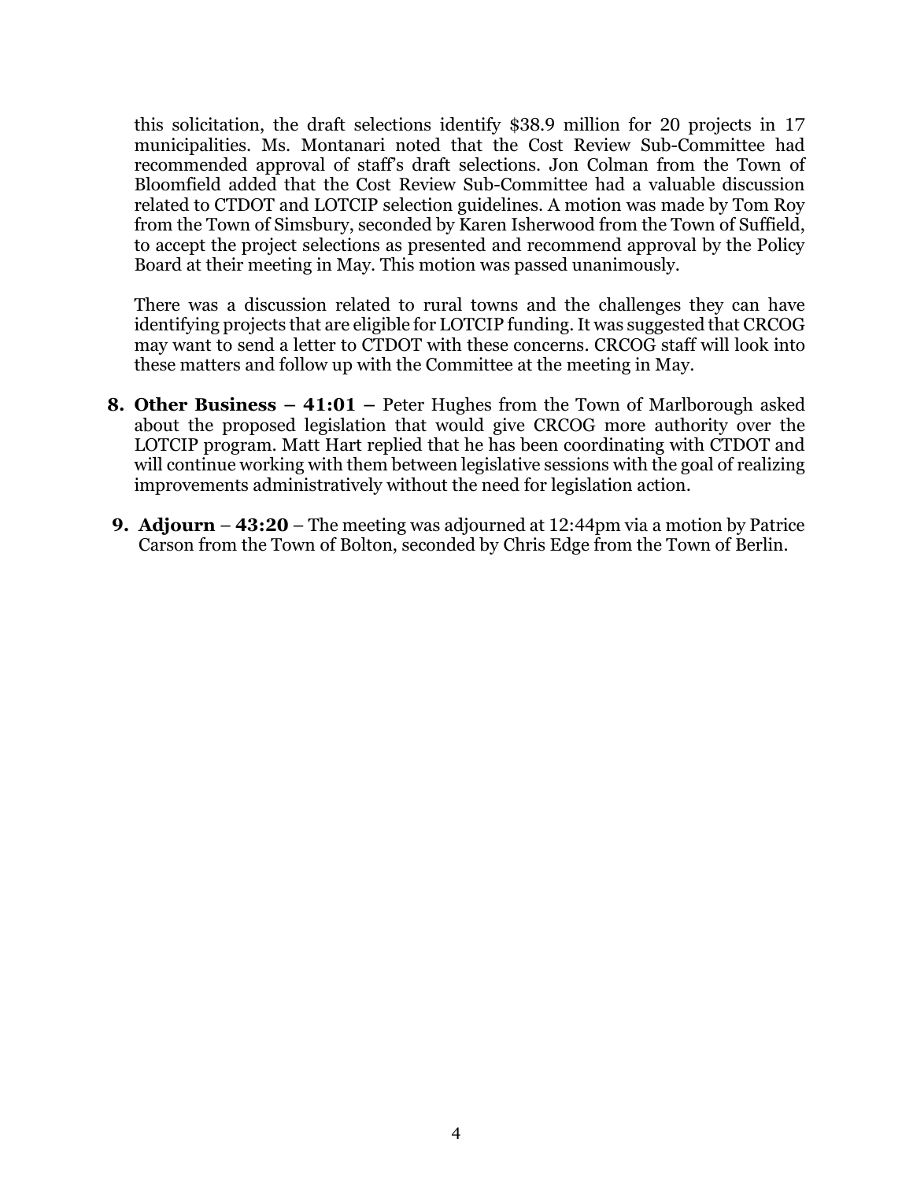this solicitation, the draft selections identify $38.9 million for 20 projects in 17 municipalities. Ms. Montanari noted that the Cost Review Sub-Committee had recommended approval of staff's draft selections. Jon Colman from the Town of Bloomfield added that the Cost Review Sub-Committee had a valuable discussion related to CTDOT and LOTCIP selection guidelines. A motion was made by Tom Roy from the Town of Simsbury, seconded by Karen Isherwood from the Town of Suffield, to accept the project selections as presented and recommend approval by the Policy Board at their meeting in May. This motion was passed unanimously.

There was a discussion related to rural towns and the challenges they can have identifying projects that are eligible for LOTCIP funding. It was suggested that CRCOG may want to send a letter to CTDOT with these concerns. CRCOG staff will look into these matters and follow up with the Committee at the meeting in May.

8. **Other Business – 41:01 –** Peter Hughes from the Town of Marlborough asked about the proposed legislation that would give CRCOG more authority over the LOTCIP program. Matt Hart replied that he has been coordinating with CTDOT and will continue working with them between legislative sessions with the goal of realizing improvements administratively without the need for legislation action.

9. **Adjourn** – **43:20** – The meeting was adjourned at 12:44pm via a motion by Patrice Carson from the Town of Bolton, seconded by Chris Edge from the Town of Berlin.